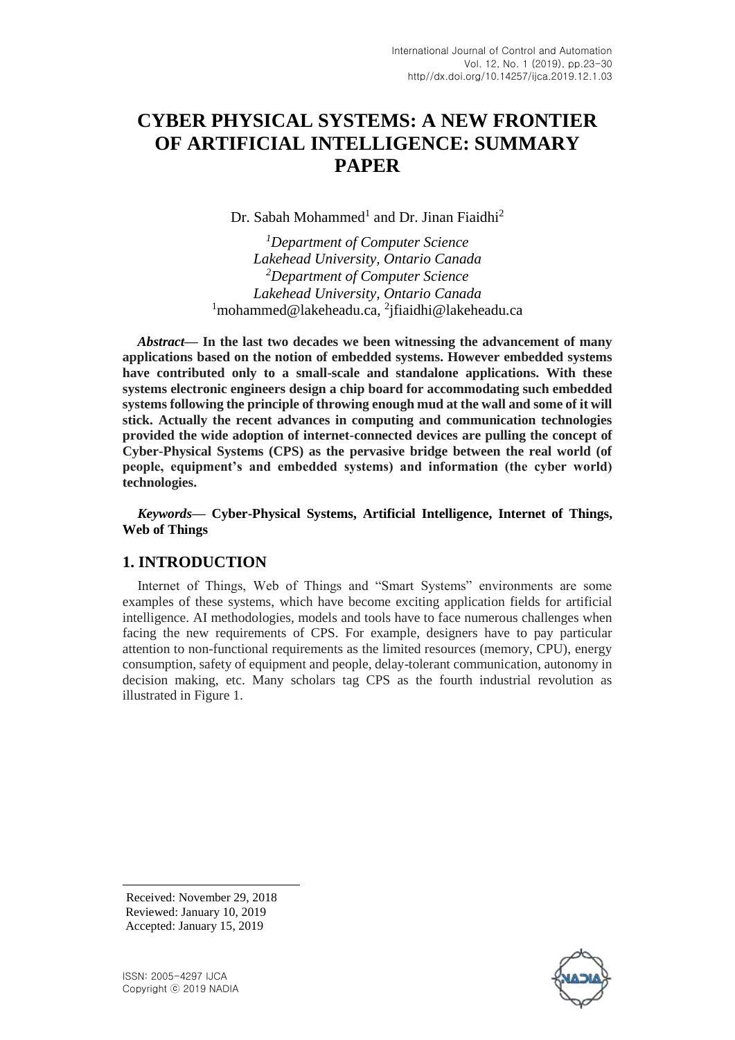# CYBER PHYSICAL SYSTEMS: A NEW FRONTIER OF ARTIFICIAL INTELLIGENCE: SUMMARY PAPER

Dr. Sabah Mohammed[1] and Dr. Jinan Fiaidhi[2]

[1]*Department of Computer Science*
*Lakehead University, Ontario Canada*
[2]*Department of Computer Science*
*Lakehead University, Ontario Canada*
[1]mohammed@lakeheadu.ca, [2]jfiaidhi@lakeheadu.ca

***Abstract*— In the last two decades we been witnessing the advancement of many applications based on the notion of embedded systems. However embedded systems have contributed only to a small-scale and standalone applications. With these systems electronic engineers design a chip board for accommodating such embedded systems following the principle of throwing enough mud at the wall and some of it will stick. Actually the recent advances in computing and communication technologies provided the wide adoption of internet-connected devices are pulling the concept of Cyber-Physical Systems (CPS) as the pervasive bridge between the real world (of people, equipment's and embedded systems) and information (the cyber world) technologies.**

***Keywords*— Cyber-Physical Systems, Artificial Intelligence, Internet of Things, Web of Things**

## 1. INTRODUCTION

Internet of Things, Web of Things and "Smart Systems" environments are some examples of these systems, which have become exciting application fields for artificial intelligence. AI methodologies, models and tools have to face numerous challenges when facing the new requirements of CPS. For example, designers have to pay particular attention to non-functional requirements as the limited resources (memory, CPU), energy consumption, safety of equipment and people, delay-tolerant communication, autonomy in decision making, etc. Many scholars tag CPS as the fourth industrial revolution as illustrated in Figure 1.

Received: November 29, 2018
Reviewed: January 10, 2019
Accepted: January 15, 2019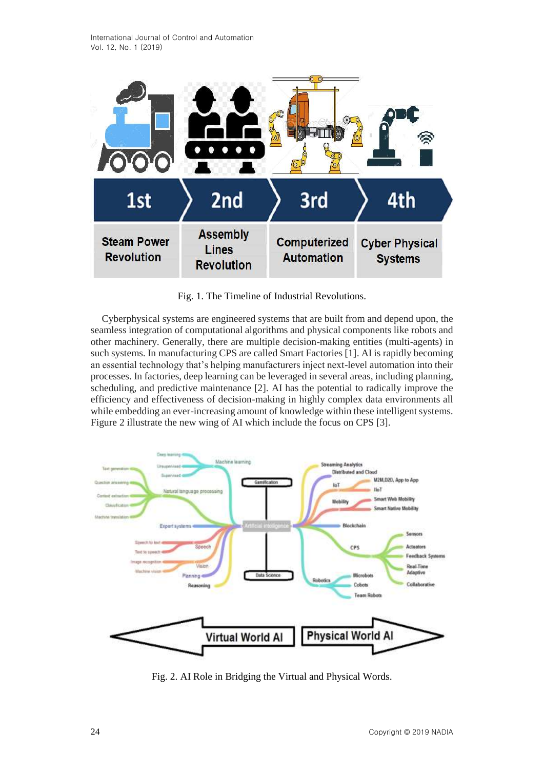Fig. 1. The Timeline of Industrial Revolutions.

Cyberphysical systems are engineered systems that are built from and depend upon, the seamless integration of computational algorithms and physical components like robots and other machinery. Generally, there are multiple decision-making entities (multi-agents) in such systems. In manufacturing CPS are called Smart Factories [1]. AI is rapidly becoming an essential technology that's helping manufacturers inject next-level automation into their processes. In factories, deep learning can be leveraged in several areas, including planning, scheduling, and predictive maintenance [2]. AI has the potential to radically improve the efficiency and effectiveness of decision-making in highly complex data environments all while embedding an ever-increasing amount of knowledge within these intelligent systems. Figure 2 illustrate the new wing of AI which include the focus on CPS [3].

Fig. 2. AI Role in Bridging the Virtual and Physical Words.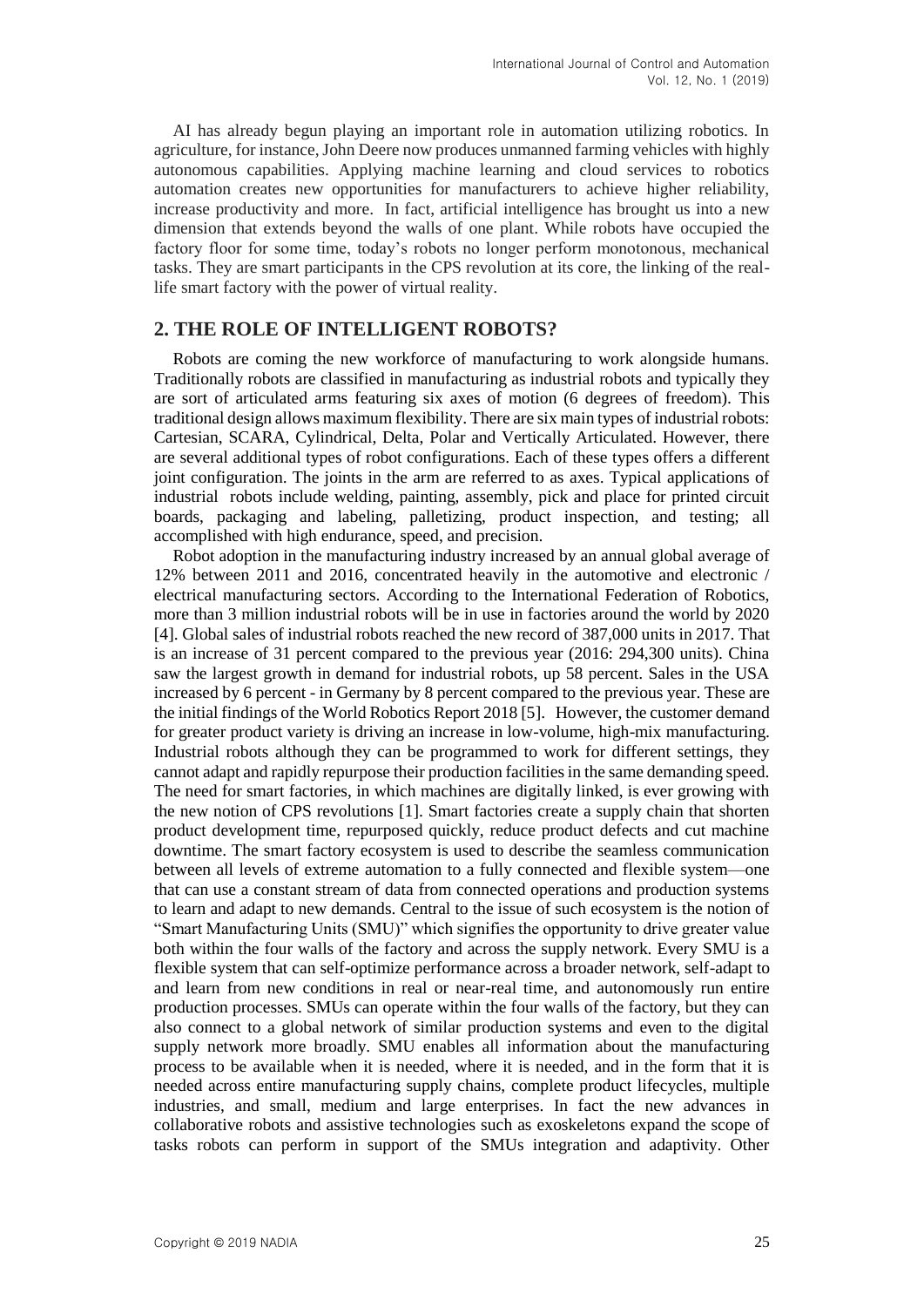AI has already begun playing an important role in automation utilizing robotics. In agriculture, for instance, John Deere now produces unmanned farming vehicles with highly autonomous capabilities. Applying machine learning and cloud services to robotics automation creates new opportunities for manufacturers to achieve higher reliability, increase productivity and more. In fact, artificial intelligence has brought us into a new dimension that extends beyond the walls of one plant. While robots have occupied the factory floor for some time, today's robots no longer perform monotonous, mechanical tasks. They are smart participants in the CPS revolution at its core, the linking of the real-life smart factory with the power of virtual reality.

## 2. THE ROLE OF INTELLIGENT ROBOTS?

Robots are coming the new workforce of manufacturing to work alongside humans. Traditionally robots are classified in manufacturing as industrial robots and typically they are sort of articulated arms featuring six axes of motion (6 degrees of freedom). This traditional design allows maximum flexibility. There are six main types of industrial robots: Cartesian, SCARA, Cylindrical, Delta, Polar and Vertically Articulated. However, there are several additional types of robot configurations. Each of these types offers a different joint configuration. The joints in the arm are referred to as axes. Typical applications of industrial robots include welding, painting, assembly, pick and place for printed circuit boards, packaging and labeling, palletizing, product inspection, and testing; all accomplished with high endurance, speed, and precision.

Robot adoption in the manufacturing industry increased by an annual global average of 12% between 2011 and 2016, concentrated heavily in the automotive and electronic / electrical manufacturing sectors. According to the International Federation of Robotics, more than 3 million industrial robots will be in use in factories around the world by 2020 [4]. Global sales of industrial robots reached the new record of 387,000 units in 2017. That is an increase of 31 percent compared to the previous year (2016: 294,300 units). China saw the largest growth in demand for industrial robots, up 58 percent. Sales in the USA increased by 6 percent - in Germany by 8 percent compared to the previous year. These are the initial findings of the World Robotics Report 2018 [5]. However, the customer demand for greater product variety is driving an increase in low-volume, high-mix manufacturing. Industrial robots although they can be programmed to work for different settings, they cannot adapt and rapidly repurpose their production facilities in the same demanding speed. The need for smart factories, in which machines are digitally linked, is ever growing with the new notion of CPS revolutions [1]. Smart factories create a supply chain that shorten product development time, repurposed quickly, reduce product defects and cut machine downtime. The smart factory ecosystem is used to describe the seamless communication between all levels of extreme automation to a fully connected and flexible system—one that can use a constant stream of data from connected operations and production systems to learn and adapt to new demands. Central to the issue of such ecosystem is the notion of "Smart Manufacturing Units (SMU)" which signifies the opportunity to drive greater value both within the four walls of the factory and across the supply network. Every SMU is a flexible system that can self-optimize performance across a broader network, self-adapt to and learn from new conditions in real or near-real time, and autonomously run entire production processes. SMUs can operate within the four walls of the factory, but they can also connect to a global network of similar production systems and even to the digital supply network more broadly. SMU enables all information about the manufacturing process to be available when it is needed, where it is needed, and in the form that it is needed across entire manufacturing supply chains, complete product lifecycles, multiple industries, and small, medium and large enterprises. In fact the new advances in collaborative robots and assistive technologies such as exoskeletons expand the scope of tasks robots can perform in support of the SMUs integration and adaptivity. Other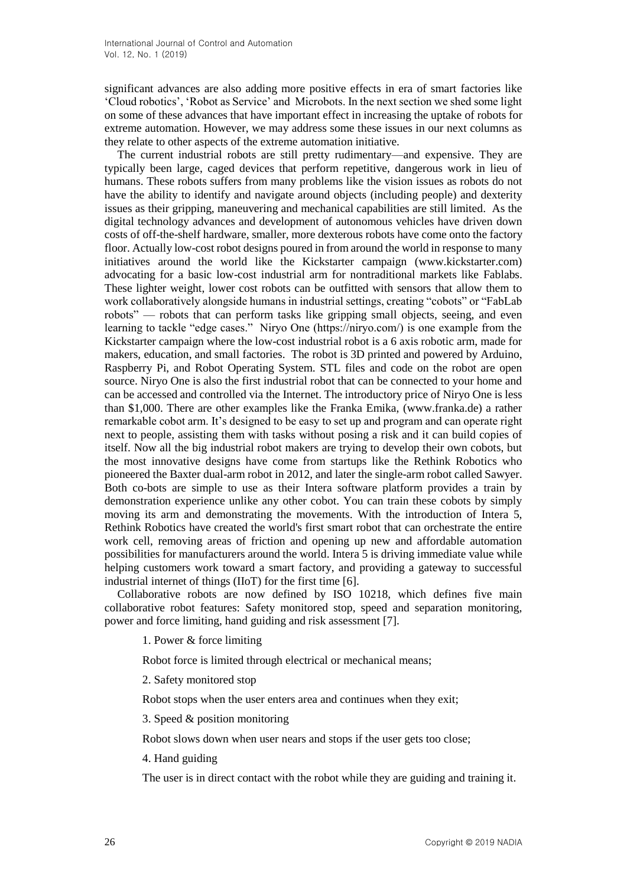significant advances are also adding more positive effects in era of smart factories like 'Cloud robotics', 'Robot as Service' and Microbots. In the next section we shed some light on some of these advances that have important effect in increasing the uptake of robots for extreme automation. However, we may address some these issues in our next columns as they relate to other aspects of the extreme automation initiative.

The current industrial robots are still pretty rudimentary—and expensive. They are typically been large, caged devices that perform repetitive, dangerous work in lieu of humans. These robots suffers from many problems like the vision issues as robots do not have the ability to identify and navigate around objects (including people) and dexterity issues as their gripping, maneuvering and mechanical capabilities are still limited. As the digital technology advances and development of autonomous vehicles have driven down costs of off-the-shelf hardware, smaller, more dexterous robots have come onto the factory floor. Actually low-cost robot designs poured in from around the world in response to many initiatives around the world like the Kickstarter campaign (www.kickstarter.com) advocating for a basic low-cost industrial arm for nontraditional markets like Fablabs. These lighter weight, lower cost robots can be outfitted with sensors that allow them to work collaboratively alongside humans in industrial settings, creating "cobots" or "FabLab robots" — robots that can perform tasks like gripping small objects, seeing, and even learning to tackle "edge cases." Niryo One (https://niryo.com/) is one example from the Kickstarter campaign where the low-cost industrial robot is a 6 axis robotic arm, made for makers, education, and small factories. The robot is 3D printed and powered by Arduino, Raspberry Pi, and Robot Operating System. STL files and code on the robot are open source. Niryo One is also the first industrial robot that can be connected to your home and can be accessed and controlled via the Internet. The introductory price of Niryo One is less than $1,000. There are other examples like the Franka Emika, (www.franka.de) a rather remarkable cobot arm. It's designed to be easy to set up and program and can operate right next to people, assisting them with tasks without posing a risk and it can build copies of itself. Now all the big industrial robot makers are trying to develop their own cobots, but the most innovative designs have come from startups like the Rethink Robotics who pioneered the Baxter dual-arm robot in 2012, and later the single-arm robot called Sawyer. Both co-bots are simple to use as their Intera software platform provides a train by demonstration experience unlike any other cobot. You can train these cobots by simply moving its arm and demonstrating the movements. With the introduction of Intera 5, Rethink Robotics have created the world's first smart robot that can orchestrate the entire work cell, removing areas of friction and opening up new and affordable automation possibilities for manufacturers around the world. Intera 5 is driving immediate value while helping customers work toward a smart factory, and providing a gateway to successful industrial internet of things (IIoT) for the first time [6].

Collaborative robots are now defined by ISO 10218, which defines five main collaborative robot features: Safety monitored stop, speed and separation monitoring, power and force limiting, hand guiding and risk assessment [7].

1. Power & force limiting

Robot force is limited through electrical or mechanical means;

2. Safety monitored stop

Robot stops when the user enters area and continues when they exit;

3. Speed & position monitoring

Robot slows down when user nears and stops if the user gets too close;

4. Hand guiding

The user is in direct contact with the robot while they are guiding and training it.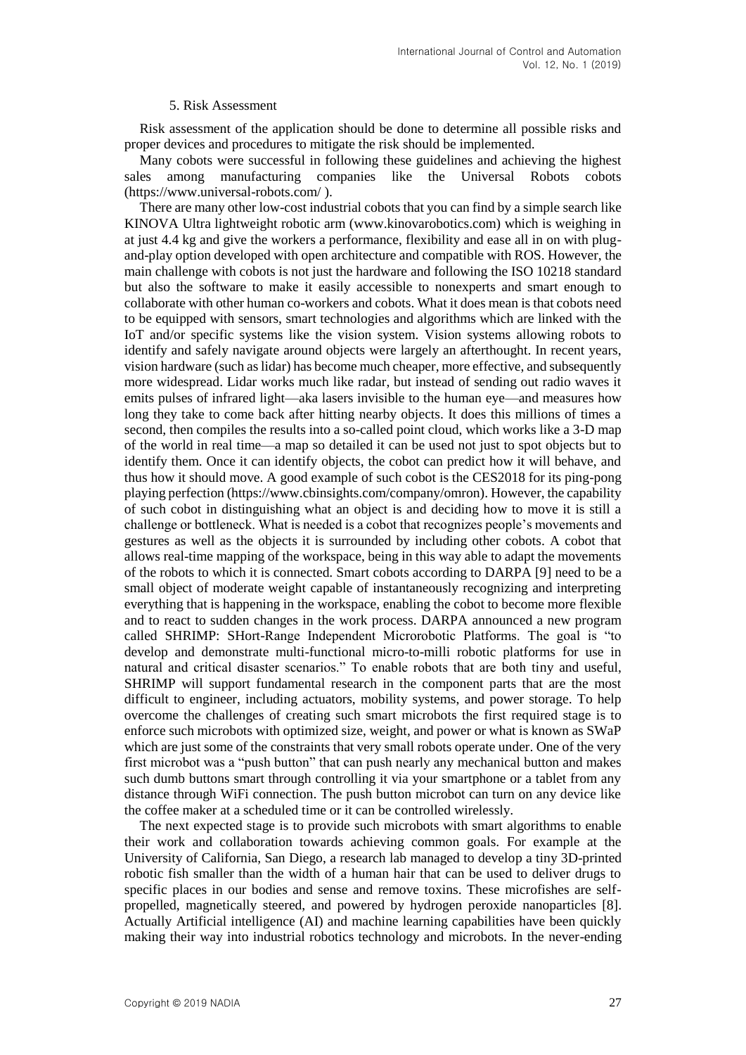5. Risk Assessment

Risk assessment of the application should be done to determine all possible risks and proper devices and procedures to mitigate the risk should be implemented.

Many cobots were successful in following these guidelines and achieving the highest sales among manufacturing companies like the Universal Robots cobots (https://www.universal-robots.com/ ).

There are many other low-cost industrial cobots that you can find by a simple search like KINOVA Ultra lightweight robotic arm (www.kinovarobotics.com) which is weighing in at just 4.4 kg and give the workers a performance, flexibility and ease all in on with plug-and-play option developed with open architecture and compatible with ROS. However, the main challenge with cobots is not just the hardware and following the ISO 10218 standard but also the software to make it easily accessible to nonexperts and smart enough to collaborate with other human co-workers and cobots. What it does mean is that cobots need to be equipped with sensors, smart technologies and algorithms which are linked with the IoT and/or specific systems like the vision system. Vision systems allowing robots to identify and safely navigate around objects were largely an afterthought. In recent years, vision hardware (such as lidar) has become much cheaper, more effective, and subsequently more widespread. Lidar works much like radar, but instead of sending out radio waves it emits pulses of infrared light—aka lasers invisible to the human eye—and measures how long they take to come back after hitting nearby objects. It does this millions of times a second, then compiles the results into a so-called point cloud, which works like a 3-D map of the world in real time—a map so detailed it can be used not just to spot objects but to identify them. Once it can identify objects, the cobot can predict how it will behave, and thus how it should move. A good example of such cobot is the CES2018 for its ping-pong playing perfection (https://www.cbinsights.com/company/omron). However, the capability of such cobot in distinguishing what an object is and deciding how to move it is still a challenge or bottleneck. What is needed is a cobot that recognizes people's movements and gestures as well as the objects it is surrounded by including other cobots. A cobot that allows real-time mapping of the workspace, being in this way able to adapt the movements of the robots to which it is connected. Smart cobots according to DARPA [9] need to be a small object of moderate weight capable of instantaneously recognizing and interpreting everything that is happening in the workspace, enabling the cobot to become more flexible and to react to sudden changes in the work process. DARPA announced a new program called SHRIMP: SHort-Range Independent Microrobotic Platforms. The goal is "to develop and demonstrate multi-functional micro-to-milli robotic platforms for use in natural and critical disaster scenarios." To enable robots that are both tiny and useful, SHRIMP will support fundamental research in the component parts that are the most difficult to engineer, including actuators, mobility systems, and power storage. To help overcome the challenges of creating such smart microbots the first required stage is to enforce such microbots with optimized size, weight, and power or what is known as SWaP which are just some of the constraints that very small robots operate under. One of the very first microbot was a "push button" that can push nearly any mechanical button and makes such dumb buttons smart through controlling it via your smartphone or a tablet from any distance through WiFi connection. The push button microbot can turn on any device like the coffee maker at a scheduled time or it can be controlled wirelessly.

The next expected stage is to provide such microbots with smart algorithms to enable their work and collaboration towards achieving common goals. For example at the University of California, San Diego, a research lab managed to develop a tiny 3D-printed robotic fish smaller than the width of a human hair that can be used to deliver drugs to specific places in our bodies and sense and remove toxins. These microfishes are self-propelled, magnetically steered, and powered by hydrogen peroxide nanoparticles [8]. Actually Artificial intelligence (AI) and machine learning capabilities have been quickly making their way into industrial robotics technology and microbots. In the never-ending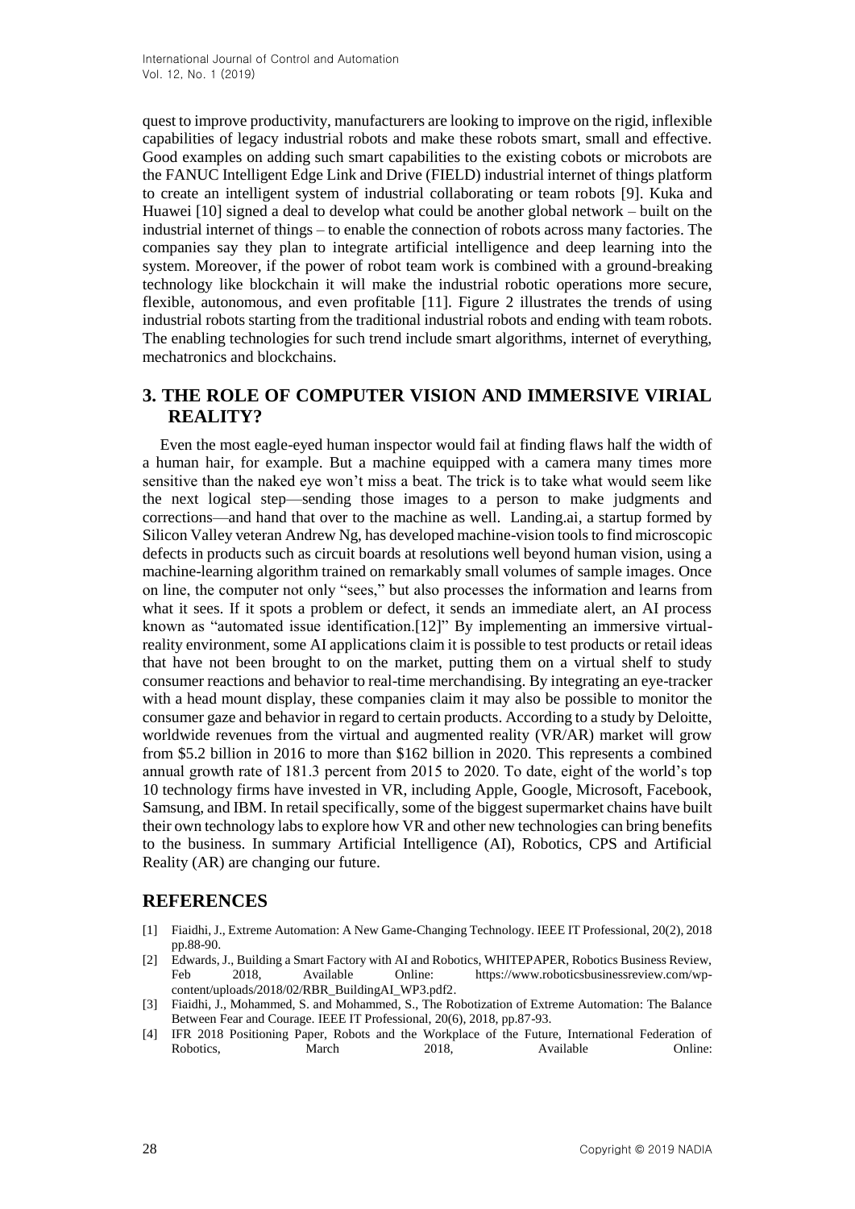quest to improve productivity, manufacturers are looking to improve on the rigid, inflexible capabilities of legacy industrial robots and make these robots smart, small and effective. Good examples on adding such smart capabilities to the existing cobots or microbots are the FANUC Intelligent Edge Link and Drive (FIELD) industrial internet of things platform to create an intelligent system of industrial collaborating or team robots [9]. Kuka and Huawei [10] signed a deal to develop what could be another global network – built on the industrial internet of things – to enable the connection of robots across many factories. The companies say they plan to integrate artificial intelligence and deep learning into the system. Moreover, if the power of robot team work is combined with a ground-breaking technology like blockchain it will make the industrial robotic operations more secure, flexible, autonomous, and even profitable [11]. Figure 2 illustrates the trends of using industrial robots starting from the traditional industrial robots and ending with team robots. The enabling technologies for such trend include smart algorithms, internet of everything, mechatronics and blockchains.

## 3. THE ROLE OF COMPUTER VISION AND IMMERSIVE VIRIAL REALITY?

Even the most eagle-eyed human inspector would fail at finding flaws half the width of a human hair, for example. But a machine equipped with a camera many times more sensitive than the naked eye won't miss a beat. The trick is to take what would seem like the next logical step—sending those images to a person to make judgments and corrections—and hand that over to the machine as well. Landing.ai, a startup formed by Silicon Valley veteran Andrew Ng, has developed machine-vision tools to find microscopic defects in products such as circuit boards at resolutions well beyond human vision, using a machine-learning algorithm trained on remarkably small volumes of sample images. Once on line, the computer not only "sees," but also processes the information and learns from what it sees. If it spots a problem or defect, it sends an immediate alert, an AI process known as "automated issue identification.[12]" By implementing an immersive virtual-reality environment, some AI applications claim it is possible to test products or retail ideas that have not been brought to on the market, putting them on a virtual shelf to study consumer reactions and behavior to real-time merchandising. By integrating an eye-tracker with a head mount display, these companies claim it may also be possible to monitor the consumer gaze and behavior in regard to certain products. According to a study by Deloitte, worldwide revenues from the virtual and augmented reality (VR/AR) market will grow from $5.2 billion in 2016 to more than $162 billion in 2020. This represents a combined annual growth rate of 181.3 percent from 2015 to 2020. To date, eight of the world's top 10 technology firms have invested in VR, including Apple, Google, Microsoft, Facebook, Samsung, and IBM. In retail specifically, some of the biggest supermarket chains have built their own technology labs to explore how VR and other new technologies can bring benefits to the business. In summary Artificial Intelligence (AI), Robotics, CPS and Artificial Reality (AR) are changing our future.

## REFERENCES

[1] Fiaidhi, J., Extreme Automation: A New Game-Changing Technology. IEEE IT Professional, 20(2), 2018 pp.88-90.

[2] Edwards, J., Building a Smart Factory with AI and Robotics, WHITEPAPER, Robotics Business Review, Feb 2018, Available Online: https://www.roboticsbusinessreview.com/wp-content/uploads/2018/02/RBR_BuildingAI_WP3.pdf2.

[3] Fiaidhi, J., Mohammed, S. and Mohammed, S., The Robotization of Extreme Automation: The Balance Between Fear and Courage. IEEE IT Professional, 20(6), 2018, pp.87-93.

[4] IFR 2018 Positioning Paper, Robots and the Workplace of the Future, International Federation of Robotics, March 2018, Available Online: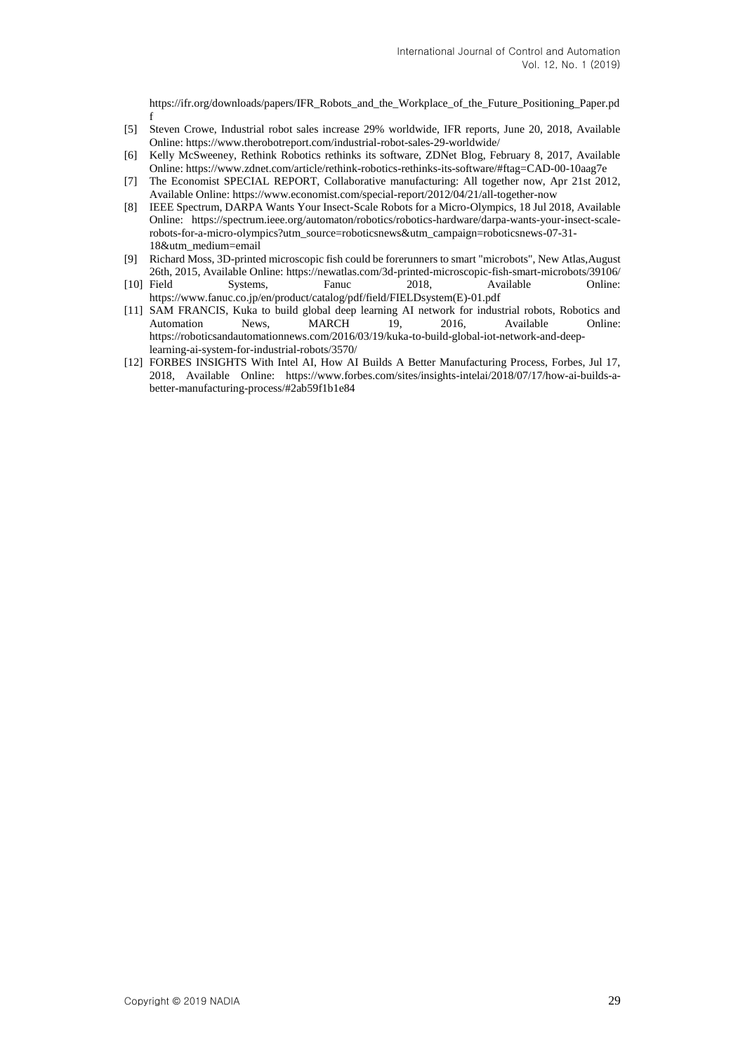https://ifr.org/downloads/papers/IFR_Robots_and_the_Workplace_of_the_Future_Positioning_Paper.pdf

[5] Steven Crowe, Industrial robot sales increase 29% worldwide, IFR reports, June 20, 2018, Available Online: https://www.therobotreport.com/industrial-robot-sales-29-worldwide/

[6] Kelly McSweeney, Rethink Robotics rethinks its software, ZDNet Blog, February 8, 2017, Available Online: https://www.zdnet.com/article/rethink-robotics-rethinks-its-software/#ftag=CAD-00-10aag7e

[7] The Economist SPECIAL REPORT, Collaborative manufacturing: All together now, Apr 21st 2012, Available Online: https://www.economist.com/special-report/2012/04/21/all-together-now

[8] IEEE Spectrum, DARPA Wants Your Insect-Scale Robots for a Micro-Olympics, 18 Jul 2018, Available Online: https://spectrum.ieee.org/automaton/robotics/robotics-hardware/darpa-wants-your-insect-scale-robots-for-a-micro-olympics?utm_source=roboticsnews&utm_campaign=roboticsnews-07-31-18&utm_medium=email

[9] Richard Moss, 3D-printed microscopic fish could be forerunners to smart "microbots", New Atlas,August 26th, 2015, Available Online: https://newatlas.com/3d-printed-microscopic-fish-smart-microbots/39106/

[10] Field Systems, Fanuc 2018, Available Online: https://www.fanuc.co.jp/en/product/catalog/pdf/field/FIELDsystem(E)-01.pdf

[11] SAM FRANCIS, Kuka to build global deep learning AI network for industrial robots, Robotics and Automation News, MARCH 19, 2016, Available Online: https://roboticsandautomationnews.com/2016/03/19/kuka-to-build-global-iot-network-and-deep-learning-ai-system-for-industrial-robots/3570/

[12] FORBES INSIGHTS With Intel AI, How AI Builds A Better Manufacturing Process, Forbes, Jul 17, 2018, Available Online: https://www.forbes.com/sites/insights-intelai/2018/07/17/how-ai-builds-a-better-manufacturing-process/#2ab59f1b1e84